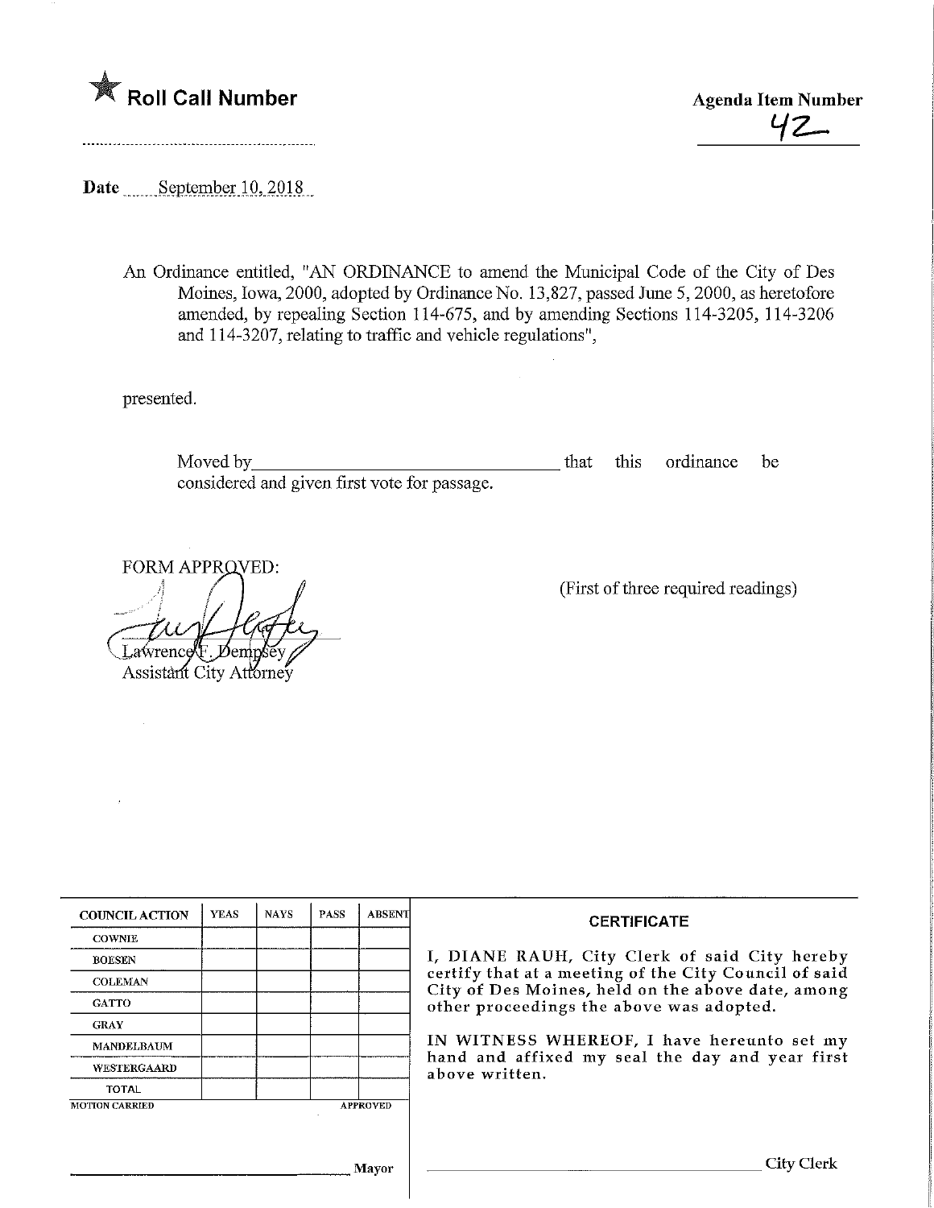★ **Roll Call Number**

**Agenda Item Number**

42

**Date** September 10, 2018

An Ordinance entitled, "AN ORDINANCE to amend the Municipal Code of the City of Des Moines, Iowa, 2000, adopted by Ordinance No. 13,827, passed June 5, 2000, as heretofore amended, by repealing Section 114-675, and by amending Sections 114-3205, 114-3206 and 114-3207, relating to traffic and vehicle regulations",

presented.

Moved by\_\_\_\_\_\_\_\_\_\_\_\_\_\_\_\_\_\_\_\_\_\_\_\_\_\_\_\_\_\_\_\_ that this ordinance be considered and given first vote for passage.

FORM APPROVED:

Lawrence F. Dempsey
Assistant City Attorney

(First of three required readings)

| COUNCIL ACTION | YEAS | NAYS | PASS | ABSENT |
|---|---|---|---|---|
| COWNIE | | | | |
| BOESEN | | | | |
| COLEMAN | | | | |
| GATTO | | | | |
| GRAY | | | | |
| MANDELBAUM | | | | |
| WESTERGAARD | | | | |
| TOTAL | | | | |

MOTION CARRIED APPROVED

\_\_\_\_\_\_\_\_\_\_\_\_\_\_\_\_\_\_\_\_\_\_\_\_\_\_\_\_ Mayor

**CERTIFICATE**

I, DIANE RAUH, City Clerk of said City hereby certify that at a meeting of the City Council of said City of Des Moines, held on the above date, among other proceedings the above was adopted.

IN WITNESS WHEREOF, I have hereunto set my hand and affixed my seal the day and year first above written.

\_\_\_\_\_\_\_\_\_\_\_\_\_\_\_\_\_\_\_\_\_\_\_\_\_\_\_\_ City Clerk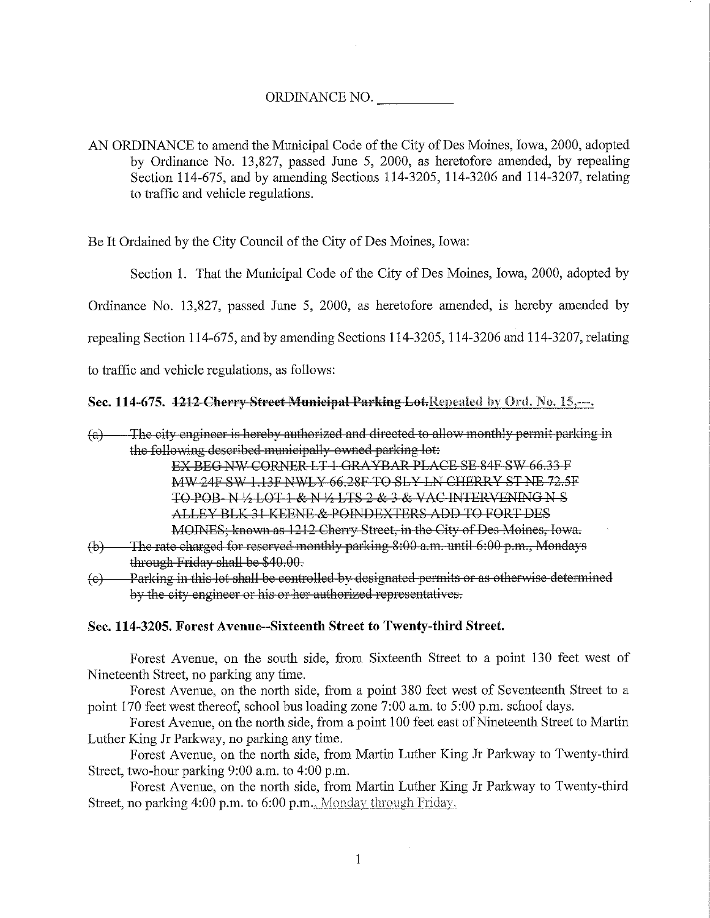ORDINANCE NO. \_\_\_\_\_\_\_\_\_\_\_

AN ORDINANCE to amend the Municipal Code of the City of Des Moines, Iowa, 2000, adopted by Ordinance No. 13,827, passed June 5, 2000, as heretofore amended, by repealing Section 114-675, and by amending Sections 114-3205, 114-3206 and 114-3207, relating to traffic and vehicle regulations.

Be It Ordained by the City Council of the City of Des Moines, Iowa:

Section 1. That the Municipal Code of the City of Des Moines, Iowa, 2000, adopted by Ordinance No. 13,827, passed June 5, 2000, as heretofore amended, is hereby amended by repealing Section 114-675, and by amending Sections 114-3205, 114-3206 and 114-3207, relating to traffic and vehicle regulations, as follows:

**Sec. 114-675. ~~1212 Cherry Street Municipal Parking Lot.~~Repealed by Ord. No. 15,---.**

~~(a) The city engineer is hereby authorized and directed to allow monthly permit parking in the following described municipally-owned parking lot:~~
~~EX BEG NW CORNER LT 1 GRAYBAR PLACE SE 84F SW 66.33 F MW 24F SW 1.13F NWLY 66.28F TO SLY LN CHERRY ST NE 72.5F TO POB- N ½ LOT 1 & N ½ LTS 2 & 3 & VAC INTERVENING N S ALLEY BLK 31 KEENE & POINDEXTERS ADD TO FORT DES MOINES; known as 1212 Cherry Street, in the City of Des Moines, Iowa.~~

~~(b) The rate charged for reserved monthly parking 8:00 a.m. until 6:00 p.m., Mondays through Friday shall be $40.00.~~

~~(c) Parking in this lot shall be controlled by designated permits or as otherwise determined by the city engineer or his or her authorized representatives.~~

**Sec. 114-3205. Forest Avenue--Sixteenth Street to Twenty-third Street.**

Forest Avenue, on the south side, from Sixteenth Street to a point 130 feet west of Nineteenth Street, no parking any time.

Forest Avenue, on the north side, from a point 380 feet west of Seventeenth Street to a point 170 feet west thereof, school bus loading zone 7:00 a.m. to 5:00 p.m. school days.

Forest Avenue, on the north side, from a point 100 feet east of Nineteenth Street to Martin Luther King Jr Parkway, no parking any time.

Forest Avenue, on the north side, from Martin Luther King Jr Parkway to Twenty-third Street, two-hour parking 9:00 a.m. to 4:00 p.m.

Forest Avenue, on the north side, from Martin Luther King Jr Parkway to Twenty-third Street, no parking 4:00 p.m. to 6:00 p.m., Monday through Friday.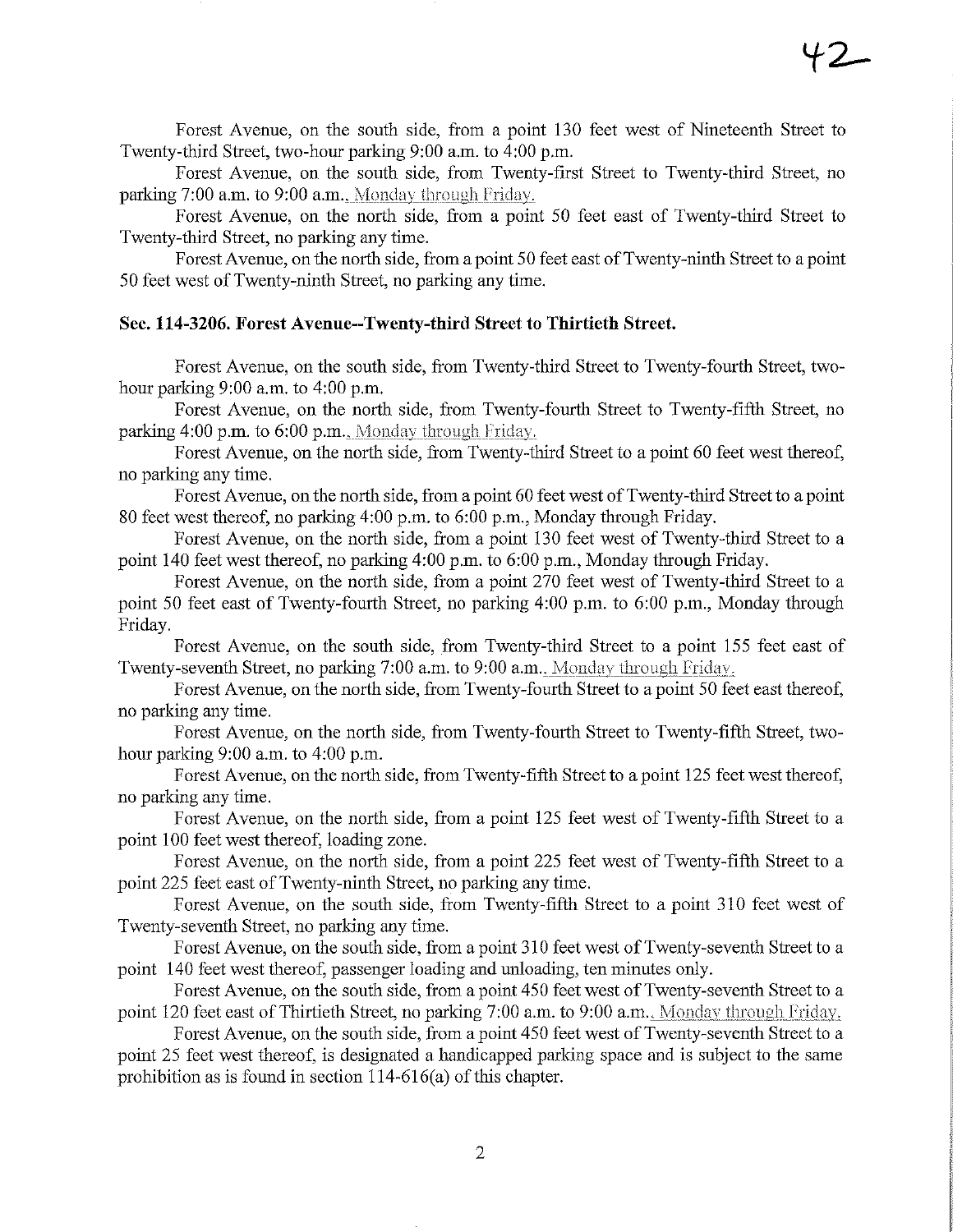Forest Avenue, on the south side, from a point 130 feet west of Nineteenth Street to Twenty-third Street, two-hour parking 9:00 a.m. to 4:00 p.m.

Forest Avenue, on the south side, from Twenty-first Street to Twenty-third Street, no parking 7:00 a.m. to 9:00 a.m., Monday through Friday.

Forest Avenue, on the north side, from a point 50 feet east of Twenty-third Street to Twenty-third Street, no parking any time.

Forest Avenue, on the north side, from a point 50 feet east of Twenty-ninth Street to a point 50 feet west of Twenty-ninth Street, no parking any time.

### Sec. 114-3206. Forest Avenue--Twenty-third Street to Thirtieth Street.

Forest Avenue, on the south side, from Twenty-third Street to Twenty-fourth Street, two-hour parking 9:00 a.m. to 4:00 p.m.

Forest Avenue, on the north side, from Twenty-fourth Street to Twenty-fifth Street, no parking 4:00 p.m. to 6:00 p.m., Monday through Friday.

Forest Avenue, on the north side, from Twenty-third Street to a point 60 feet west thereof, no parking any time.

Forest Avenue, on the north side, from a point 60 feet west of Twenty-third Street to a point 80 feet west thereof, no parking 4:00 p.m. to 6:00 p.m., Monday through Friday.

Forest Avenue, on the north side, from a point 130 feet west of Twenty-third Street to a point 140 feet west thereof, no parking 4:00 p.m. to 6:00 p.m., Monday through Friday.

Forest Avenue, on the north side, from a point 270 feet west of Twenty-third Street to a point 50 feet east of Twenty-fourth Street, no parking 4:00 p.m. to 6:00 p.m., Monday through Friday.

Forest Avenue, on the south side, from Twenty-third Street to a point 155 feet east of Twenty-seventh Street, no parking 7:00 a.m. to 9:00 a.m., Monday through Friday.

Forest Avenue, on the north side, from Twenty-fourth Street to a point 50 feet east thereof, no parking any time.

Forest Avenue, on the north side, from Twenty-fourth Street to Twenty-fifth Street, two-hour parking 9:00 a.m. to 4:00 p.m.

Forest Avenue, on the north side, from Twenty-fifth Street to a point 125 feet west thereof, no parking any time.

Forest Avenue, on the north side, from a point 125 feet west of Twenty-fifth Street to a point 100 feet west thereof, loading zone.

Forest Avenue, on the north side, from a point 225 feet west of Twenty-fifth Street to a point 225 feet east of Twenty-ninth Street, no parking any time.

Forest Avenue, on the south side, from Twenty-fifth Street to a point 310 feet west of Twenty-seventh Street, no parking any time.

Forest Avenue, on the south side, from a point 310 feet west of Twenty-seventh Street to a point 140 feet west thereof, passenger loading and unloading, ten minutes only.

Forest Avenue, on the south side, from a point 450 feet west of Twenty-seventh Street to a point 120 feet east of Thirtieth Street, no parking 7:00 a.m. to 9:00 a.m., Monday through Friday.

Forest Avenue, on the south side, from a point 450 feet west of Twenty-seventh Street to a point 25 feet west thereof, is designated a handicapped parking space and is subject to the same prohibition as is found in section 114-616(a) of this chapter.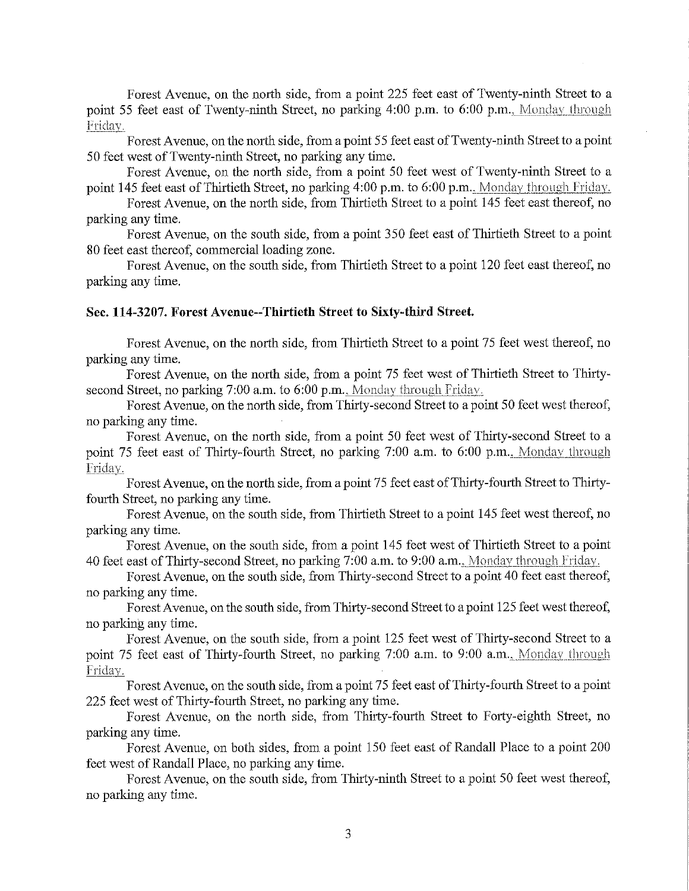Forest Avenue, on the north side, from a point 225 feet east of Twenty-ninth Street to a point 55 feet east of Twenty-ninth Street, no parking 4:00 p.m. to 6:00 p.m., Monday through Friday.

Forest Avenue, on the north side, from a point 55 feet east of Twenty-ninth Street to a point 50 feet west of Twenty-ninth Street, no parking any time.

Forest Avenue, on the north side, from a point 50 feet west of Twenty-ninth Street to a point 145 feet east of Thirtieth Street, no parking 4:00 p.m. to 6:00 p.m., Monday through Friday.

Forest Avenue, on the north side, from Thirtieth Street to a point 145 feet east thereof, no parking any time.

Forest Avenue, on the south side, from a point 350 feet east of Thirtieth Street to a point 80 feet east thereof, commercial loading zone.

Forest Avenue, on the south side, from Thirtieth Street to a point 120 feet east thereof, no parking any time.

**Sec. 114-3207. Forest Avenue--Thirtieth Street to Sixty-third Street.**

Forest Avenue, on the north side, from Thirtieth Street to a point 75 feet west thereof, no parking any time.

Forest Avenue, on the north side, from a point 75 feet west of Thirtieth Street to Thirty-second Street, no parking 7:00 a.m. to 6:00 p.m., Monday through Friday.

Forest Avenue, on the north side, from Thirty-second Street to a point 50 feet west thereof, no parking any time.

Forest Avenue, on the north side, from a point 50 feet west of Thirty-second Street to a point 75 feet east of Thirty-fourth Street, no parking 7:00 a.m. to 6:00 p.m., Monday through Friday.

Forest Avenue, on the north side, from a point 75 feet east of Thirty-fourth Street to Thirty-fourth Street, no parking any time.

Forest Avenue, on the south side, from Thirtieth Street to a point 145 feet west thereof, no parking any time.

Forest Avenue, on the south side, from a point 145 feet west of Thirtieth Street to a point 40 feet east of Thirty-second Street, no parking 7:00 a.m. to 9:00 a.m., Monday through Friday.

Forest Avenue, on the south side, from Thirty-second Street to a point 40 feet east thereof, no parking any time.

Forest Avenue, on the south side, from Thirty-second Street to a point 125 feet west thereof, no parking any time.

Forest Avenue, on the south side, from a point 125 feet west of Thirty-second Street to a point 75 feet east of Thirty-fourth Street, no parking 7:00 a.m. to 9:00 a.m., Monday through Friday.

Forest Avenue, on the south side, from a point 75 feet east of Thirty-fourth Street to a point 225 feet west of Thirty-fourth Street, no parking any time.

Forest Avenue, on the north side, from Thirty-fourth Street to Forty-eighth Street, no parking any time.

Forest Avenue, on both sides, from a point 150 feet east of Randall Place to a point 200 feet west of Randall Place, no parking any time.

Forest Avenue, on the south side, from Thirty-ninth Street to a point 50 feet west thereof, no parking any time.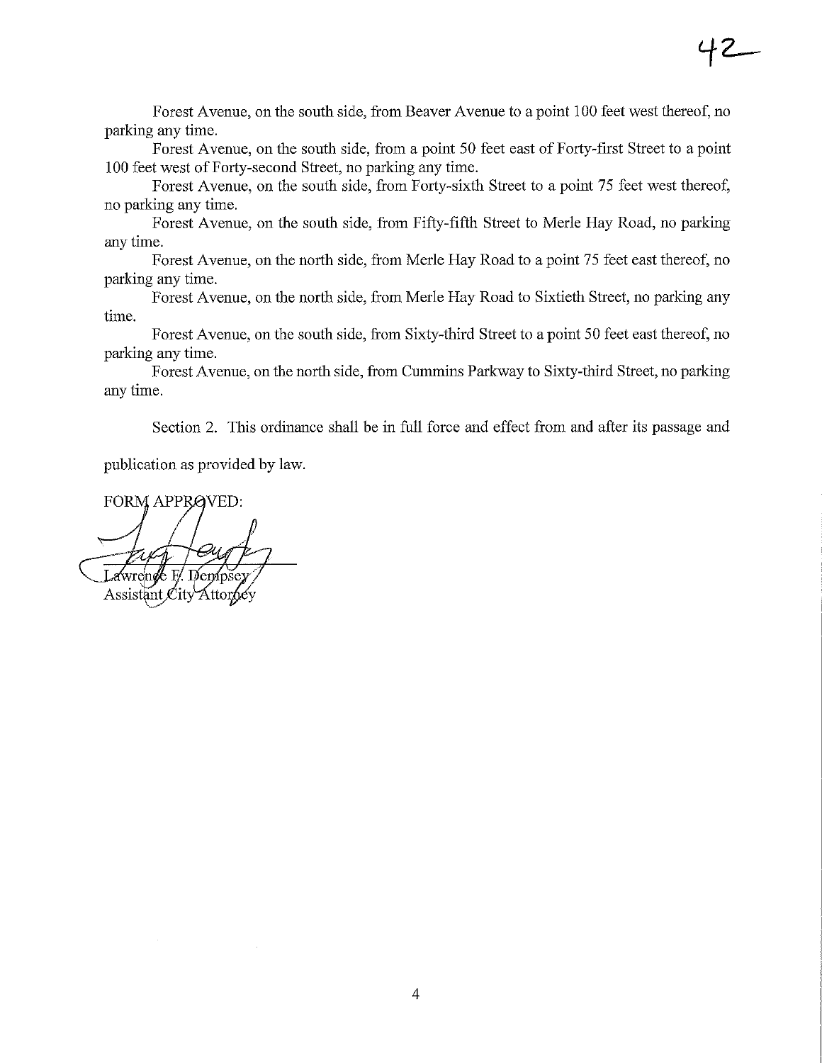Forest Avenue, on the south side, from Beaver Avenue to a point 100 feet west thereof, no parking any time.

Forest Avenue, on the south side, from a point 50 feet east of Forty-first Street to a point 100 feet west of Forty-second Street, no parking any time.

Forest Avenue, on the south side, from Forty-sixth Street to a point 75 feet west thereof, no parking any time.

Forest Avenue, on the south side, from Fifty-fifth Street to Merle Hay Road, no parking any time.

Forest Avenue, on the north side, from Merle Hay Road to a point 75 feet east thereof, no parking any time.

Forest Avenue, on the north side, from Merle Hay Road to Sixtieth Street, no parking any time.

Forest Avenue, on the south side, from Sixty-third Street to a point 50 feet east thereof, no parking any time.

Forest Avenue, on the north side, from Cummins Parkway to Sixty-third Street, no parking any time.

Section 2. This ordinance shall be in full force and effect from and after its passage and publication as provided by law.

FORM APPROVED:

Lawrence F. Dempsey
Assistant City Attorney